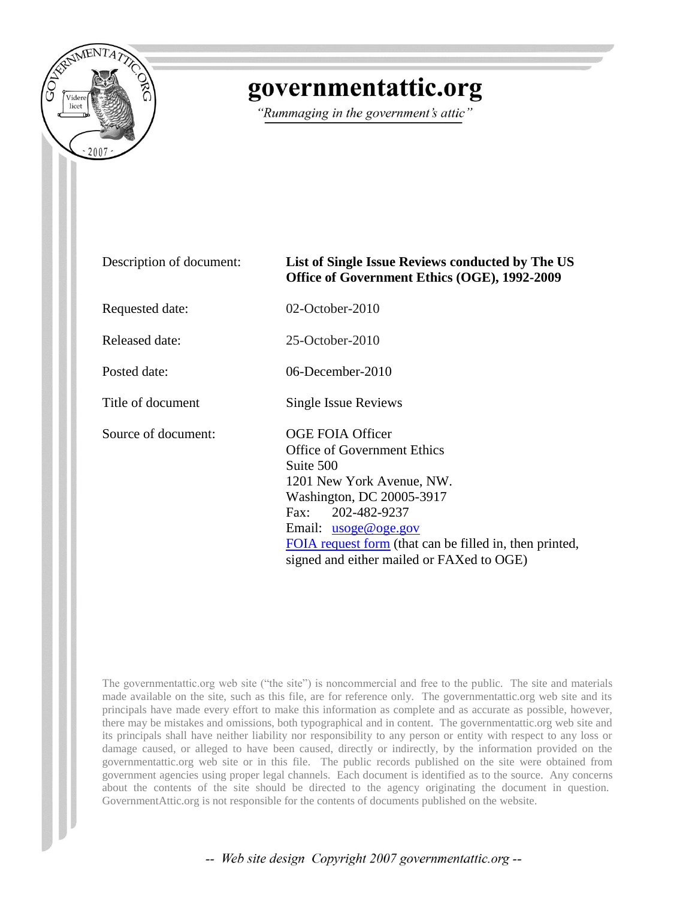# governmentattic.org

*"Rummaging in the government's attic"*

| | |
|---|---|
| Description of document: | **List of Single Issue Reviews conducted by The US Office of Government Ethics (OGE), 1992-2009** |
| Requested date: | 02-October-2010 |
| Released date: | 25-October-2010 |
| Posted date: | 06-December-2010 |
| Title of document | Single Issue Reviews |
| Source of document: | OGE FOIA Officer<br>Office of Government Ethics<br>Suite 500<br>1201 New York Avenue, NW.<br>Washington, DC 20005-3917<br>Fax: 202-482-9237<br>Email: usoge@oge.gov<br>FOIA request form (that can be filled in, then printed, signed and either mailed or FAXed to OGE) |

The governmentattic.org web site ("the site") is noncommercial and free to the public. The site and materials made available on the site, such as this file, are for reference only. The governmentattic.org web site and its principals have made every effort to make this information as complete and as accurate as possible, however, there may be mistakes and omissions, both typographical and in content. The governmentattic.org web site and its principals shall have neither liability nor responsibility to any person or entity with respect to any loss or damage caused, or alleged to have been caused, directly or indirectly, by the information provided on the governmentattic.org web site or in this file. The public records published on the site were obtained from government agencies using proper legal channels. Each document is identified as to the source. Any concerns about the contents of the site should be directed to the agency originating the document in question. GovernmentAttic.org is not responsible for the contents of documents published on the website.

*-- Web site design Copyright 2007 governmentattic.org --*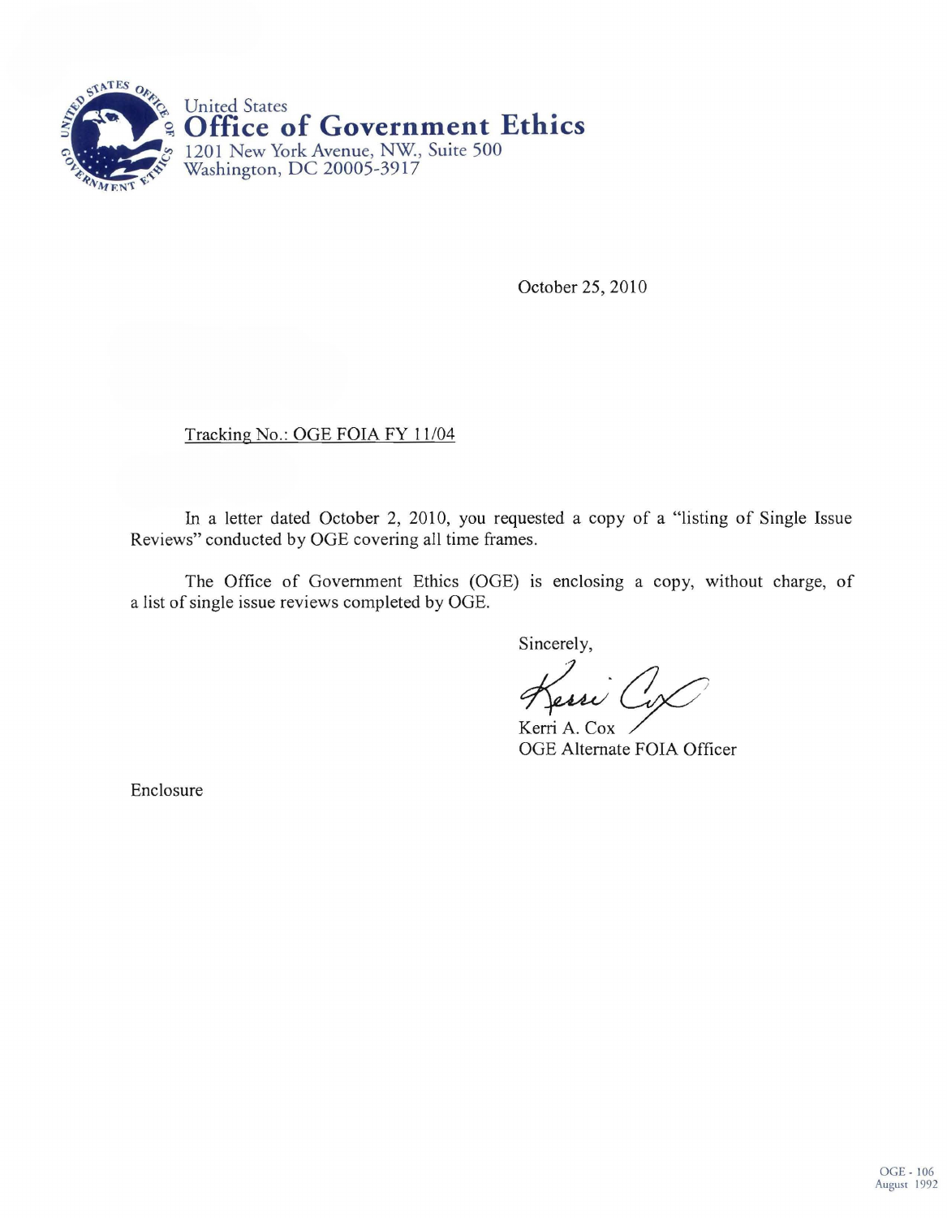United States
**Office of Government Ethics**
1201 New York Avenue, NW., Suite 500
Washington, DC 20005-3917

October 25, 2010

Tracking No.: OGE FOIA FY 11/04

In a letter dated October 2, 2010, you requested a copy of a "listing of Single Issue Reviews" conducted by OGE covering all time frames.

The Office of Government Ethics (OGE) is enclosing a copy, without charge, of a list of single issue reviews completed by OGE.

Sincerely,

Kerri A. Cox
OGE Alternate FOIA Officer

Enclosure

OGE - 106
August 1992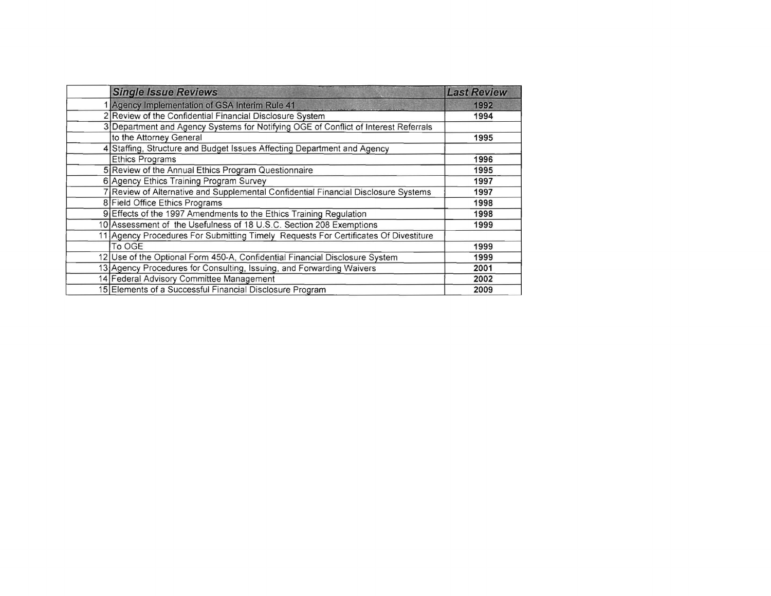| | Single Issue Reviews | Last Review |
|---|---|---|
| 1 | Agency Implementation of GSA Interim Rule 41 | 1992 |
| 2 | Review of the Confidential Financial Disclosure System | 1994 |
| 3 | Department and Agency Systems for Notifying OGE of Conflict of Interest Referrals to the Attorney General | 1995 |
| 4 | Staffing, Structure and Budget Issues Affecting Department and Agency Ethics Programs | 1996 |
| 5 | Review of the Annual Ethics Program Questionnaire | 1995 |
| 6 | Agency Ethics Training Program Survey | 1997 |
| 7 | Review of Alternative and Supplemental Confidential Financial Disclosure Systems | 1997 |
| 8 | Field Office Ethics Programs | 1998 |
| 9 | Effects of the 1997 Amendments to the Ethics Training Regulation | 1998 |
| 10 | Assessment of the Usefulness of 18 U.S.C. Section 208 Exemptions | 1999 |
| 11 | Agency Procedures For Submitting Timely Requests For Certificates Of Divestiture To OGE | 1999 |
| 12 | Use of the Optional Form 450-A, Confidential Financial Disclosure System | 1999 |
| 13 | Agency Procedures for Consulting, Issuing, and Forwarding Waivers | 2001 |
| 14 | Federal Advisory Committee Management | 2002 |
| 15 | Elements of a Successful Financial Disclosure Program | 2009 |